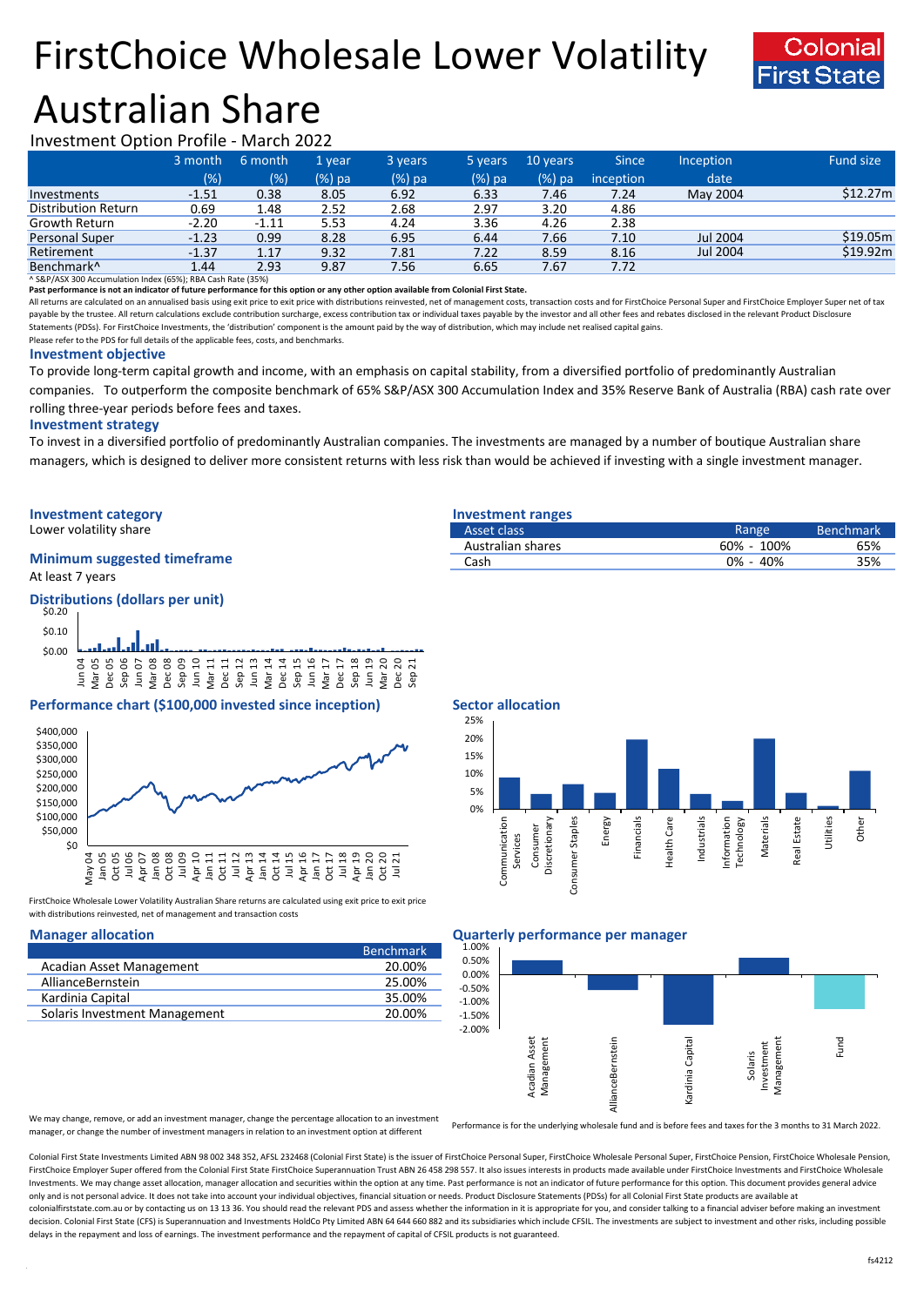# FirstChoice Wholesale Lower Volatility Australian Share

Investment Option Profile - March 2022

| | 3 month (%) | 6 month (%) | 1 year (%) pa | 3 years (%) pa | 5 years (%) pa | 10 years (%) pa | Since inception | Inception date | Fund size |
|---|---|---|---|---|---|---|---|---|---|
| Investments | -1.51 | 0.38 | 8.05 | 6.92 | 6.33 | 7.46 | 7.24 | May 2004 | $12.27m |
| Distribution Return | 0.69 | 1.48 | 2.52 | 2.68 | 2.97 | 3.20 | 4.86 | | |
| Growth Return | -2.20 | -1.11 | 5.53 | 4.24 | 3.36 | 4.26 | 2.38 | | |
| Personal Super | -1.23 | 0.99 | 8.28 | 6.95 | 6.44 | 7.66 | 7.10 | Jul 2004 | $19.05m |
| Retirement | -1.37 | 1.17 | 9.32 | 7.81 | 7.22 | 8.59 | 8.16 | Jul 2004 | $19.92m |
| Benchmark^ | 1.44 | 2.93 | 9.87 | 7.56 | 6.65 | 7.67 | 7.72 | | |

^ S&P/ASX 300 Accumulation Index (65%); RBA Cash Rate (35%)

**Past performance is not an indicator of future performance for this option or any other option available from Colonial First State.**

All returns are calculated on an annualised basis using exit price to exit price with distributions reinvested, net of management costs, transaction costs and for FirstChoice Personal Super and FirstChoice Employer Super net of tax payable by the trustee. All return calculations exclude contribution surcharge, excess contribution tax or individual taxes payable by the investor and all other fees and rebates disclosed in the relevant Product Disclosure Statements (PDSs). For FirstChoice Investments, the 'distribution' component is the amount paid by the way of distribution, which may include net realised capital gains.

Please refer to the PDS for full details of the applicable fees, costs, and benchmarks.

## Investment objective

To provide long-term capital growth and income, with an emphasis on capital stability, from a diversified portfolio of predominantly Australian companies. To outperform the composite benchmark of 65% S&P/ASX 300 Accumulation Index and 35% Reserve Bank of Australia (RBA) cash rate over rolling three-year periods before fees and taxes.

## Investment strategy

To invest in a diversified portfolio of predominantly Australian companies. The investments are managed by a number of boutique Australian share managers, which is designed to deliver more consistent returns with less risk than would be achieved if investing with a single investment manager.

## Investment category

Lower volatility share

## Minimum suggested timeframe

At least 7 years

## Investment ranges

| Asset class | Range | Benchmark |
|---|---|---|
| Australian shares | 60% - 100% | 65% |
| Cash | 0% - 40% | 35% |

## Distributions (dollars per unit)

## Performance chart ($100,000 invested since inception)

FirstChoice Wholesale Lower Volatility Australian Share returns are calculated using exit price to exit price with distributions reinvested, net of management and transaction costs

## Sector allocation

## Manager allocation

| | Benchmark |
|---|---|
| Acadian Asset Management | 20.00% |
| AllianceBernstein | 25.00% |
| Kardinia Capital | 35.00% |
| Solaris Investment Management | 20.00% |

## Quarterly performance per manager

Performance is for the underlying wholesale fund and is before fees and taxes for the 3 months to 31 March 2022.

We may change, remove, or add an investment manager, change the percentage allocation to an investment manager, or change the number of investment managers in relation to an investment option at different

Colonial First State Investments Limited ABN 98 002 348 352, AFSL 232468 (Colonial First State) is the issuer of FirstChoice Personal Super, FirstChoice Wholesale Personal Super, FirstChoice Pension, FirstChoice Wholesale Pension, FirstChoice Employer Super offered from the Colonial First State FirstChoice Superannuation Trust ABN 26 458 298 557. It also issues interests in products made available under FirstChoice Investments and FirstChoice Wholesale Investments. We may change asset allocation, manager allocation and securities within the option at any time. Past performance is not an indicator of future performance for this option. This document provides general advice only and is not personal advice. It does not take into account your individual objectives, financial situation or needs. Product Disclosure Statements (PDSs) for all Colonial First State products are available at colonialfirststate.com.au or by contacting us on 13 13 36. You should read the relevant PDS and assess whether the information in it is appropriate for you, and consider talking to a financial adviser before making an investment decision. Colonial First State (CFS) is Superannuation and Investments HoldCo Pty Limited ABN 64 644 660 882 and its subsidiaries which include CFSIL. The investments are subject to investment and other risks, including possible delays in the repayment and loss of earnings. The investment performance and the repayment of capital of CFSIL products is not guaranteed.

fs4212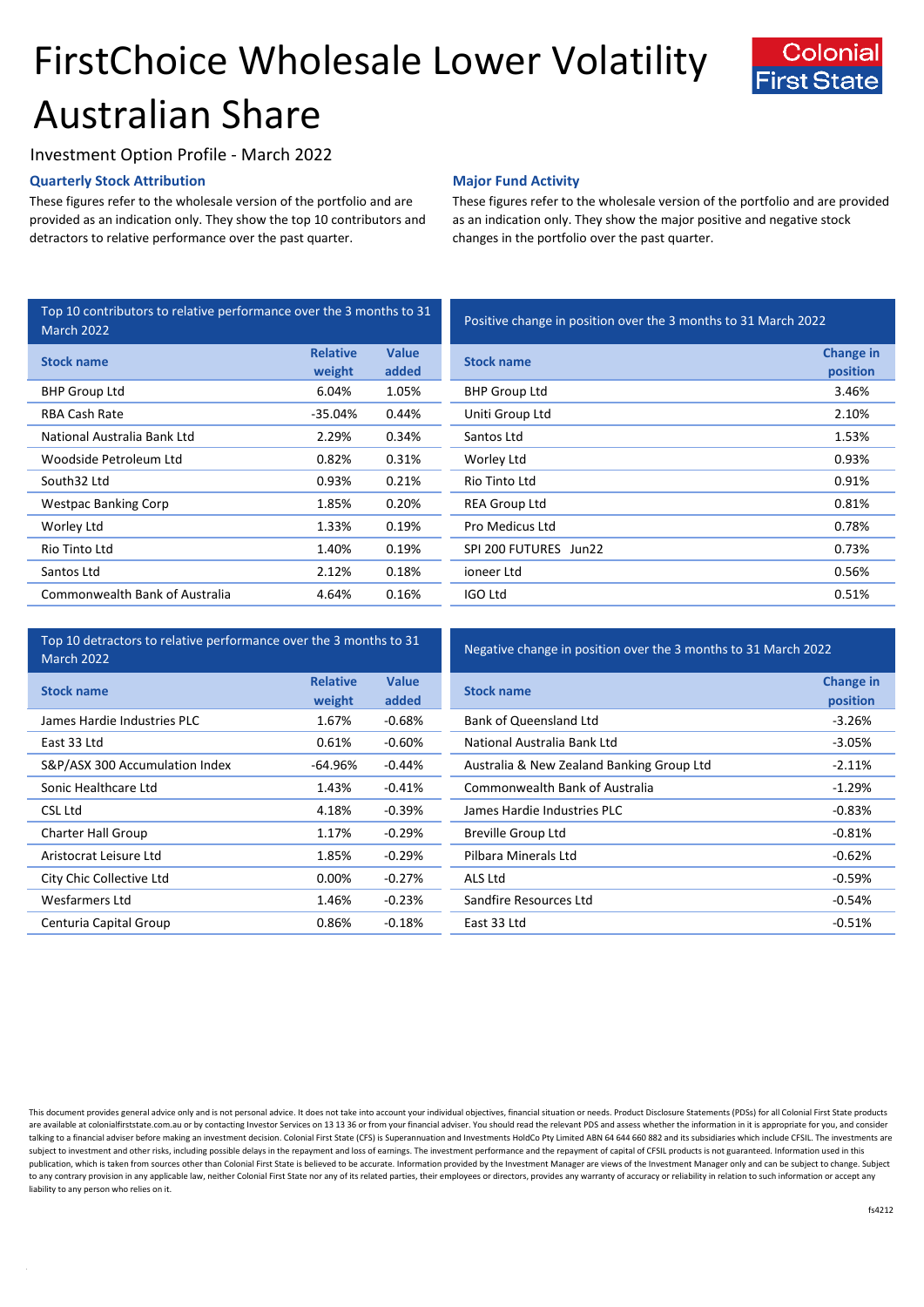# FirstChoice Wholesale Lower Volatility Australian Share

Investment Option Profile - March 2022

### Quarterly Stock Attribution

These figures refer to the wholesale version of the portfolio and are provided as an indication only. They show the top 10 contributors and detractors to relative performance over the past quarter.

| Top 10 contributors to relative performance over the 3 months to 31 March 2022 | | |
|---|---|---|
| **Stock name** | **Relative weight** | **Value added** |
| BHP Group Ltd | 6.04% | 1.05% |
| RBA Cash Rate | -35.04% | 0.44% |
| National Australia Bank Ltd | 2.29% | 0.34% |
| Woodside Petroleum Ltd | 0.82% | 0.31% |
| South32 Ltd | 0.93% | 0.21% |
| Westpac Banking Corp | 1.85% | 0.20% |
| Worley Ltd | 1.33% | 0.19% |
| Rio Tinto Ltd | 1.40% | 0.19% |
| Santos Ltd | 2.12% | 0.18% |
| Commonwealth Bank of Australia | 4.64% | 0.16% |

| Top 10 detractors to relative performance over the 3 months to 31 March 2022 | | |
|---|---|---|
| **Stock name** | **Relative weight** | **Value added** |
| James Hardie Industries PLC | 1.67% | -0.68% |
| East 33 Ltd | 0.61% | -0.60% |
| S&P/ASX 300 Accumulation Index | -64.96% | -0.44% |
| Sonic Healthcare Ltd | 1.43% | -0.41% |
| CSL Ltd | 4.18% | -0.39% |
| Charter Hall Group | 1.17% | -0.29% |
| Aristocrat Leisure Ltd | 1.85% | -0.29% |
| City Chic Collective Ltd | 0.00% | -0.27% |
| Wesfarmers Ltd | 1.46% | -0.23% |
| Centuria Capital Group | 0.86% | -0.18% |

### Major Fund Activity

These figures refer to the wholesale version of the portfolio and are provided as an indication only. They show the major positive and negative stock changes in the portfolio over the past quarter.

| Positive change in position over the 3 months to 31 March 2022 | |
|---|---|
| **Stock name** | **Change in position** |
| BHP Group Ltd | 3.46% |
| Uniti Group Ltd | 2.10% |
| Santos Ltd | 1.53% |
| Worley Ltd | 0.93% |
| Rio Tinto Ltd | 0.91% |
| REA Group Ltd | 0.81% |
| Pro Medicus Ltd | 0.78% |
| SPI 200 FUTURES Jun22 | 0.73% |
| ioneer Ltd | 0.56% |
| IGO Ltd | 0.51% |

| Negative change in position over the 3 months to 31 March 2022 | |
|---|---|
| **Stock name** | **Change in position** |
| Bank of Queensland Ltd | -3.26% |
| National Australia Bank Ltd | -3.05% |
| Australia & New Zealand Banking Group Ltd | -2.11% |
| Commonwealth Bank of Australia | -1.29% |
| James Hardie Industries PLC | -0.83% |
| Breville Group Ltd | -0.81% |
| Pilbara Minerals Ltd | -0.62% |
| ALS Ltd | -0.59% |
| Sandfire Resources Ltd | -0.54% |
| East 33 Ltd | -0.51% |

This document provides general advice only and is not personal advice. It does not take into account your individual objectives, financial situation or needs. Product Disclosure Statements (PDSs) for all Colonial First State products are available at colonialfirststate.com.au or by contacting Investor Services on 13 13 36 or from your financial adviser. You should read the relevant PDS and assess whether the information in it is appropriate for you, and consider talking to a financial adviser before making an investment decision. Colonial First State (CFS) is Superannuation and Investments HoldCo Pty Limited ABN 64 644 660 882 and its subsidiaries which include CFSIL. The investments are subject to investment and other risks, including possible delays in the repayment and loss of earnings. The investment performance and the repayment of capital of CFSIL products is not guaranteed. Information used in this publication, which is taken from sources other than Colonial First State is believed to be accurate. Information provided by the Investment Manager are views of the Investment Manager only and can be subject to change. Subject to any contrary provision in any applicable law, neither Colonial First State nor any of its related parties, their employees or directors, provides any warranty of accuracy or reliability in relation to such information or accept any liability to any person who relies on it.

fs4212